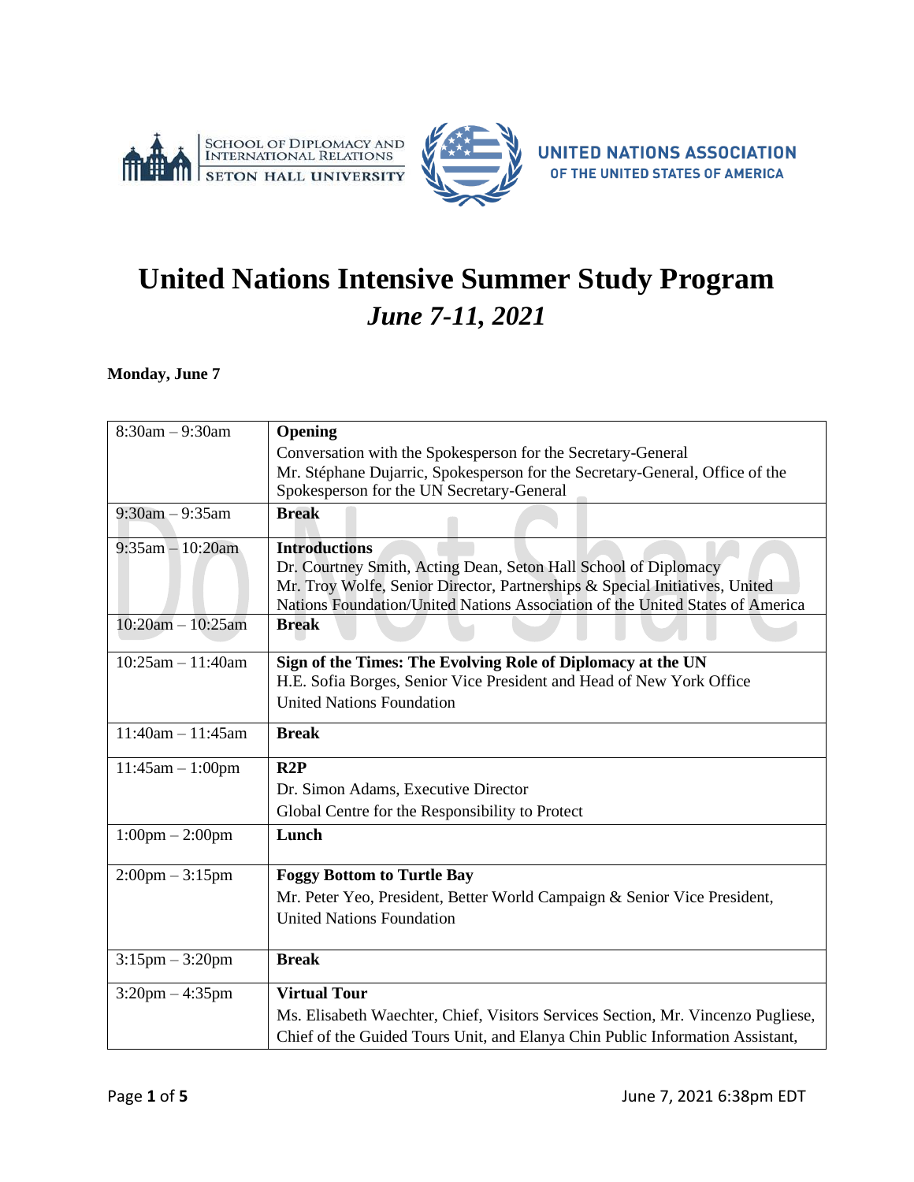# United Nations Intensive Summer Study Program

## *June 7-11, 2021*

**Monday, June 7**

| | |
|---|---|
| 8:30am – 9:30am | **Opening**<br>Conversation with the Spokesperson for the Secretary-General<br>Mr. Stéphane Dujarric, Spokesperson for the Secretary-General, Office of the Spokesperson for the UN Secretary-General |
| 9:30am – 9:35am | **Break** |
| 9:35am – 10:20am | **Introductions**<br>Dr. Courtney Smith, Acting Dean, Seton Hall School of Diplomacy<br>Mr. Troy Wolfe, Senior Director, Partnerships & Special Initiatives, United Nations Foundation/United Nations Association of the United States of America |
| 10:20am – 10:25am | **Break** |
| 10:25am – 11:40am | **Sign of the Times: The Evolving Role of Diplomacy at the UN**<br>H.E. Sofia Borges, Senior Vice President and Head of New York Office<br>United Nations Foundation |
| 11:40am – 11:45am | **Break** |
| 11:45am – 1:00pm | **R2P**<br>Dr. Simon Adams, Executive Director<br>Global Centre for the Responsibility to Protect |
| 1:00pm – 2:00pm | **Lunch** |
| 2:00pm – 3:15pm | **Foggy Bottom to Turtle Bay**<br>Mr. Peter Yeo, President, Better World Campaign & Senior Vice President, United Nations Foundation |
| 3:15pm – 3:20pm | **Break** |
| 3:20pm – 4:35pm | **Virtual Tour**<br>Ms. Elisabeth Waechter, Chief, Visitors Services Section, Mr. Vincenzo Pugliese, Chief of the Guided Tours Unit, and Elanya Chin Public Information Assistant, |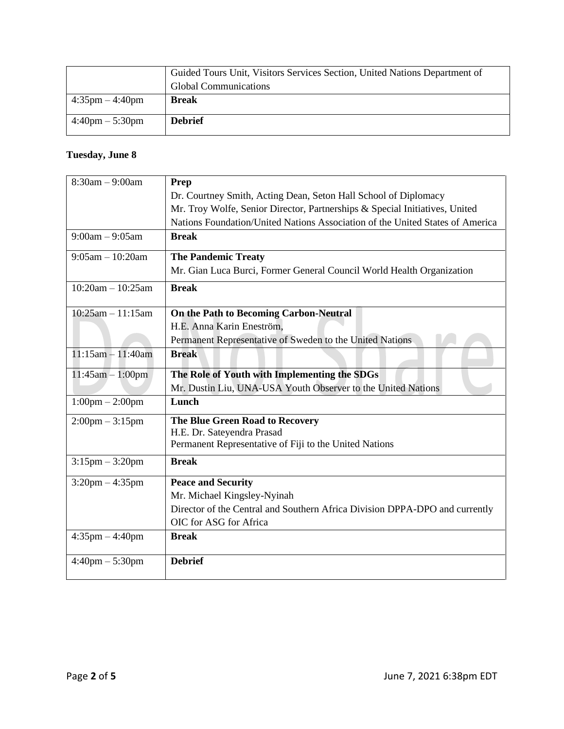| | |
|---|---|
| | Guided Tours Unit, Visitors Services Section, United Nations Department of Global Communications |
| 4:35pm – 4:40pm | **Break** |
| 4:40pm – 5:30pm | **Debrief** |

**Tuesday, June 8**

| | |
|---|---|
| 8:30am – 9:00am | **Prep**<br>Dr. Courtney Smith, Acting Dean, Seton Hall School of Diplomacy<br>Mr. Troy Wolfe, Senior Director, Partnerships & Special Initiatives, United Nations Foundation/United Nations Association of the United States of America |
| 9:00am – 9:05am | **Break** |
| 9:05am – 10:20am | **The Pandemic Treaty**<br>Mr. Gian Luca Burci, Former General Council World Health Organization |
| 10:20am – 10:25am | **Break** |
| 10:25am – 11:15am | **On the Path to Becoming Carbon-Neutral**<br>H.E. Anna Karin Eneström,<br>Permanent Representative of Sweden to the United Nations |
| 11:15am – 11:40am | **Break** |
| 11:45am – 1:00pm | **The Role of Youth with Implementing the SDGs**<br>Mr. Dustin Liu, UNA-USA Youth Observer to the United Nations |
| 1:00pm – 2:00pm | **Lunch** |
| 2:00pm – 3:15pm | **The Blue Green Road to Recovery**<br>H.E. Dr. Sateyendra Prasad<br>Permanent Representative of Fiji to the United Nations |
| 3:15pm – 3:20pm | **Break** |
| 3:20pm – 4:35pm | **Peace and Security**<br>Mr. Michael Kingsley-Nyinah<br>Director of the Central and Southern Africa Division DPPA-DPO and currently OIC for ASG for Africa |
| 4:35pm – 4:40pm | **Break** |
| 4:40pm – 5:30pm | **Debrief** |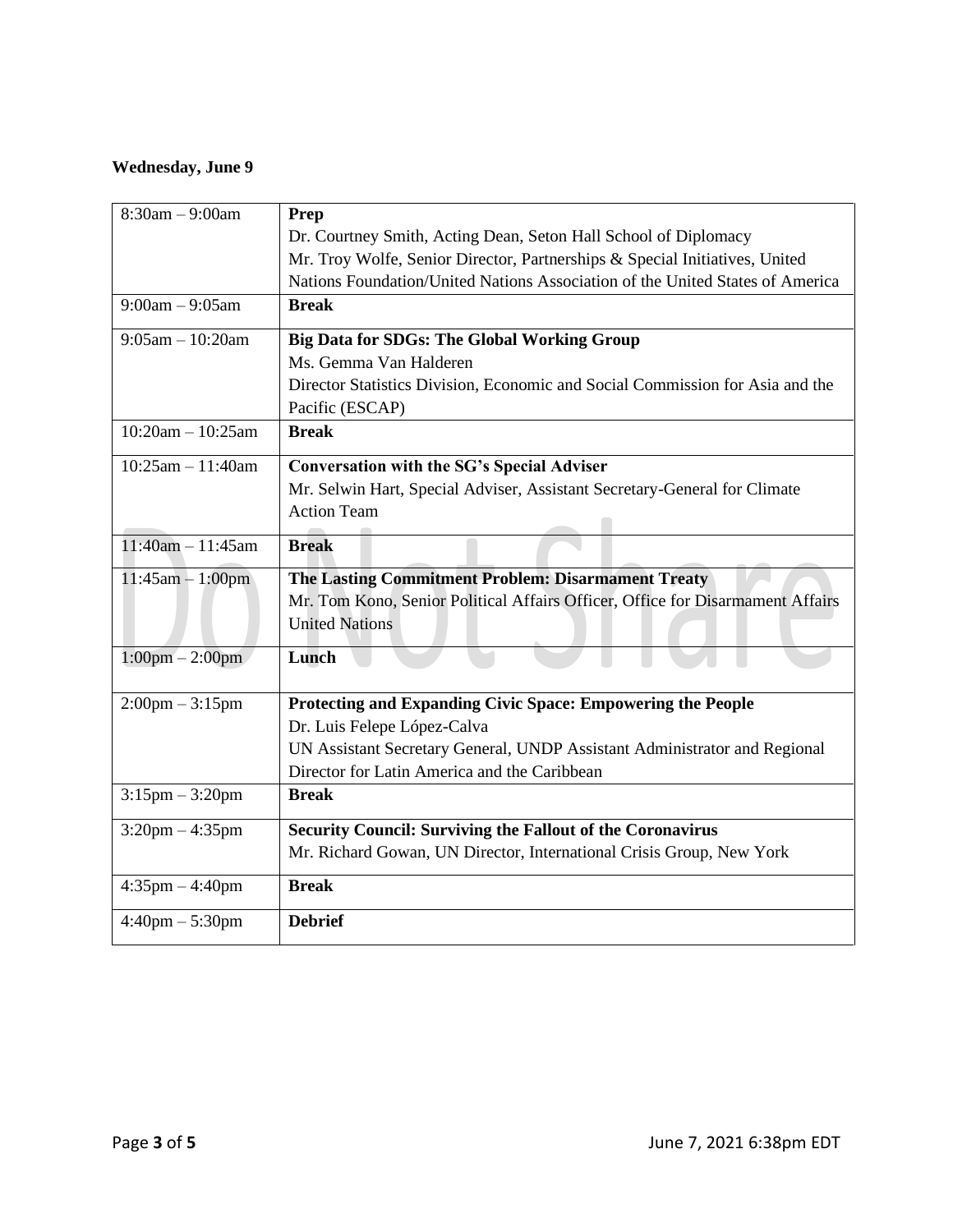**Wednesday, June 9**

| | |
|---|---|
| 8:30am – 9:00am | **Prep**<br>Dr. Courtney Smith, Acting Dean, Seton Hall School of Diplomacy<br>Mr. Troy Wolfe, Senior Director, Partnerships & Special Initiatives, United Nations Foundation/United Nations Association of the United States of America |
| 9:00am – 9:05am | **Break** |
| 9:05am – 10:20am | **Big Data for SDGs: The Global Working Group**<br>Ms. Gemma Van Halderen<br>Director Statistics Division, Economic and Social Commission for Asia and the Pacific (ESCAP) |
| 10:20am – 10:25am | **Break** |
| 10:25am – 11:40am | **Conversation with the SG's Special Adviser**<br>Mr. Selwin Hart, Special Adviser, Assistant Secretary-General for Climate Action Team |
| 11:40am – 11:45am | **Break** |
| 11:45am – 1:00pm | **The Lasting Commitment Problem: Disarmament Treaty**<br>Mr. Tom Kono, Senior Political Affairs Officer, Office for Disarmament Affairs United Nations |
| 1:00pm – 2:00pm | **Lunch** |
| 2:00pm – 3:15pm | **Protecting and Expanding Civic Space: Empowering the People**<br>Dr. Luis Felepe López-Calva<br>UN Assistant Secretary General, UNDP Assistant Administrator and Regional Director for Latin America and the Caribbean |
| 3:15pm – 3:20pm | **Break** |
| 3:20pm – 4:35pm | **Security Council: Surviving the Fallout of the Coronavirus**<br>Mr. Richard Gowan, UN Director, International Crisis Group, New York |
| 4:35pm – 4:40pm | **Break** |
| 4:40pm – 5:30pm | **Debrief** |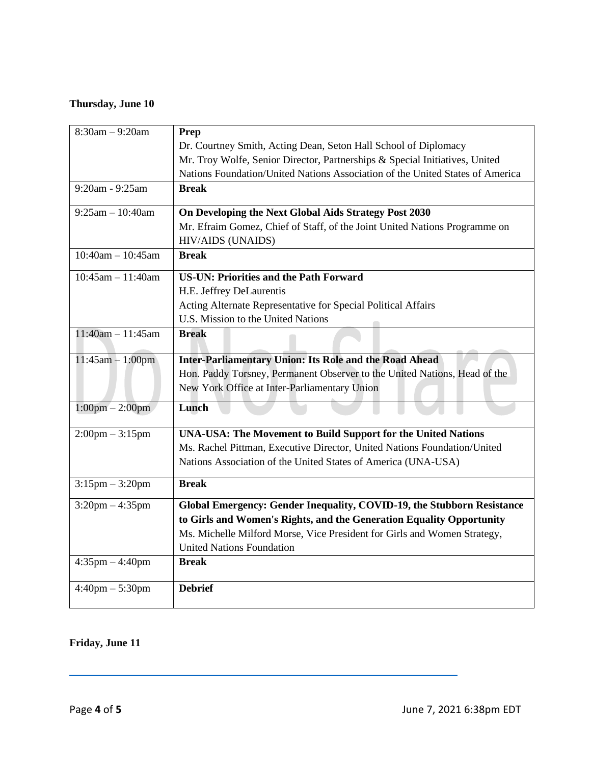**Thursday, June 10**

| | |
|---|---|
| 8:30am – 9:20am | **Prep**<br>Dr. Courtney Smith, Acting Dean, Seton Hall School of Diplomacy<br>Mr. Troy Wolfe, Senior Director, Partnerships & Special Initiatives, United Nations Foundation/United Nations Association of the United States of America |
| 9:20am - 9:25am | **Break** |
| 9:25am – 10:40am | **On Developing the Next Global Aids Strategy Post 2030**<br>Mr. Efraim Gomez, Chief of Staff, of the Joint United Nations Programme on HIV/AIDS (UNAIDS) |
| 10:40am – 10:45am | **Break** |
| 10:45am – 11:40am | **US-UN: Priorities and the Path Forward**<br>H.E. Jeffrey DeLaurentis<br>Acting Alternate Representative for Special Political Affairs<br>U.S. Mission to the United Nations |
| 11:40am – 11:45am | **Break** |
| 11:45am – 1:00pm | **Inter-Parliamentary Union: Its Role and the Road Ahead**<br>Hon. Paddy Torsney, Permanent Observer to the United Nations, Head of the New York Office at Inter-Parliamentary Union |
| 1:00pm – 2:00pm | **Lunch** |
| 2:00pm – 3:15pm | **UNA-USA: The Movement to Build Support for the United Nations**<br>Ms. Rachel Pittman, Executive Director, United Nations Foundation/United Nations Association of the United States of America (UNA-USA) |
| 3:15pm – 3:20pm | **Break** |
| 3:20pm – 4:35pm | **Global Emergency: Gender Inequality, COVID-19, the Stubborn Resistance to Girls and Women's Rights, and the Generation Equality Opportunity**<br>Ms. Michelle Milford Morse, Vice President for Girls and Women Strategy, United Nations Foundation |
| 4:35pm – 4:40pm | **Break** |
| 4:40pm – 5:30pm | **Debrief** |

**Friday, June 11**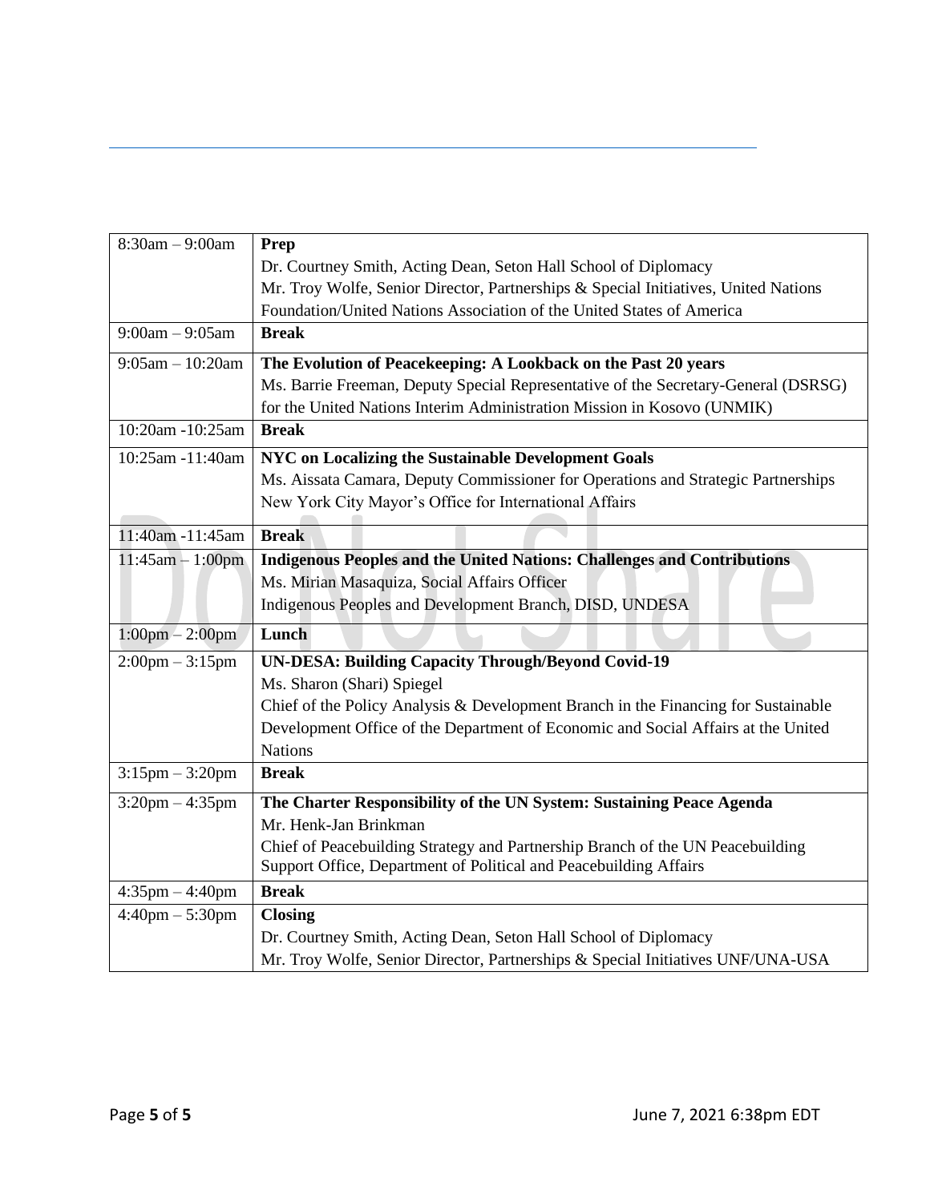| | |
|---|---|
| 8:30am – 9:00am | **Prep**<br>Dr. Courtney Smith, Acting Dean, Seton Hall School of Diplomacy<br>Mr. Troy Wolfe, Senior Director, Partnerships & Special Initiatives, United Nations Foundation/United Nations Association of the United States of America |
| 9:00am – 9:05am | **Break** |
| 9:05am – 10:20am | **The Evolution of Peacekeeping: A Lookback on the Past 20 years**<br>Ms. Barrie Freeman, Deputy Special Representative of the Secretary-General (DSRSG) for the United Nations Interim Administration Mission in Kosovo (UNMIK) |
| 10:20am -10:25am | **Break** |
| 10:25am -11:40am | **NYC on Localizing the Sustainable Development Goals**<br>Ms. Aissata Camara, Deputy Commissioner for Operations and Strategic Partnerships New York City Mayor's Office for International Affairs |
| 11:40am -11:45am | **Break** |
| 11:45am – 1:00pm | **Indigenous Peoples and the United Nations: Challenges and Contributions**<br>Ms. Mirian Masaquiza, Social Affairs Officer<br>Indigenous Peoples and Development Branch, DISD, UNDESA |
| 1:00pm – 2:00pm | **Lunch** |
| 2:00pm – 3:15pm | **UN-DESA: Building Capacity Through/Beyond Covid-19**<br>Ms. Sharon (Shari) Spiegel<br>Chief of the Policy Analysis & Development Branch in the Financing for Sustainable Development Office of the Department of Economic and Social Affairs at the United Nations |
| 3:15pm – 3:20pm | **Break** |
| 3:20pm – 4:35pm | **The Charter Responsibility of the UN System: Sustaining Peace Agenda**<br>Mr. Henk-Jan Brinkman<br>Chief of Peacebuilding Strategy and Partnership Branch of the UN Peacebuilding Support Office, Department of Political and Peacebuilding Affairs |
| 4:35pm – 4:40pm | **Break** |
| 4:40pm – 5:30pm | **Closing**<br>Dr. Courtney Smith, Acting Dean, Seton Hall School of Diplomacy<br>Mr. Troy Wolfe, Senior Director, Partnerships & Special Initiatives UNF/UNA-USA |

June 7, 2021 6:38pm EDT